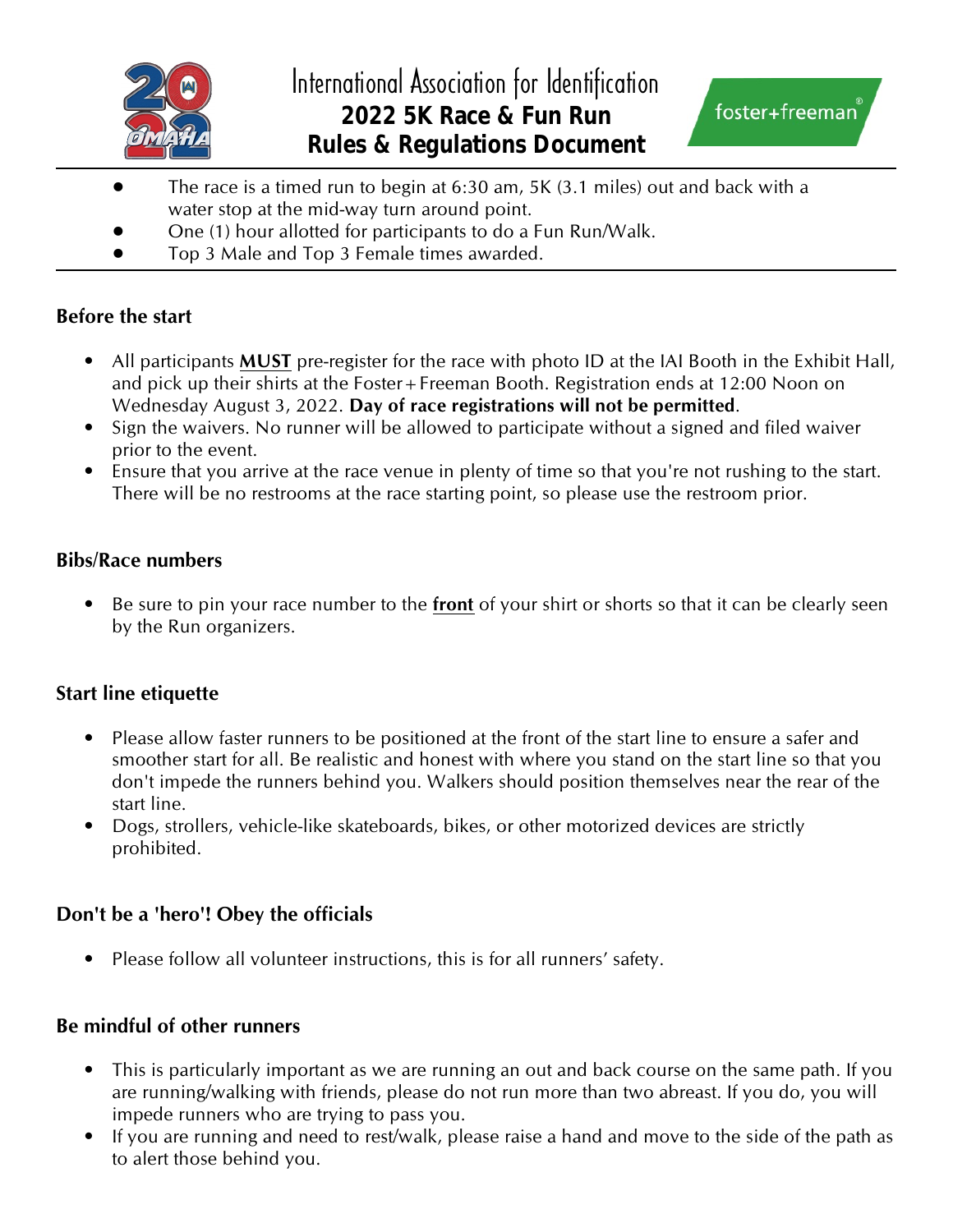# International Association for Identification
## 2022 5K Race & Fun Run
## Rules & Regulations Document

- The race is a timed run to begin at 6:30 am, 5K (3.1 miles) out and back with a water stop at the mid-way turn around point.
- One (1) hour allotted for participants to do a Fun Run/Walk.
- Top 3 Male and Top 3 Female times awarded.

### Before the start

- All participants **MUST** pre-register for the race with photo ID at the IAI Booth in the Exhibit Hall, and pick up their shirts at the Foster+Freeman Booth. Registration ends at 12:00 Noon on Wednesday August 3, 2022. **Day of race registrations will not be permitted**.
- Sign the waivers. No runner will be allowed to participate without a signed and filed waiver prior to the event.
- Ensure that you arrive at the race venue in plenty of time so that you're not rushing to the start. There will be no restrooms at the race starting point, so please use the restroom prior.

### Bibs/Race numbers

- Be sure to pin your race number to the **front** of your shirt or shorts so that it can be clearly seen by the Run organizers.

### Start line etiquette

- Please allow faster runners to be positioned at the front of the start line to ensure a safer and smoother start for all. Be realistic and honest with where you stand on the start line so that you don't impede the runners behind you. Walkers should position themselves near the rear of the start line.
- Dogs, strollers, vehicle-like skateboards, bikes, or other motorized devices are strictly prohibited.

### Don't be a 'hero'! Obey the officials

- Please follow all volunteer instructions, this is for all runners' safety.

### Be mindful of other runners

- This is particularly important as we are running an out and back course on the same path. If you are running/walking with friends, please do not run more than two abreast. If you do, you will impede runners who are trying to pass you.
- If you are running and need to rest/walk, please raise a hand and move to the side of the path as to alert those behind you.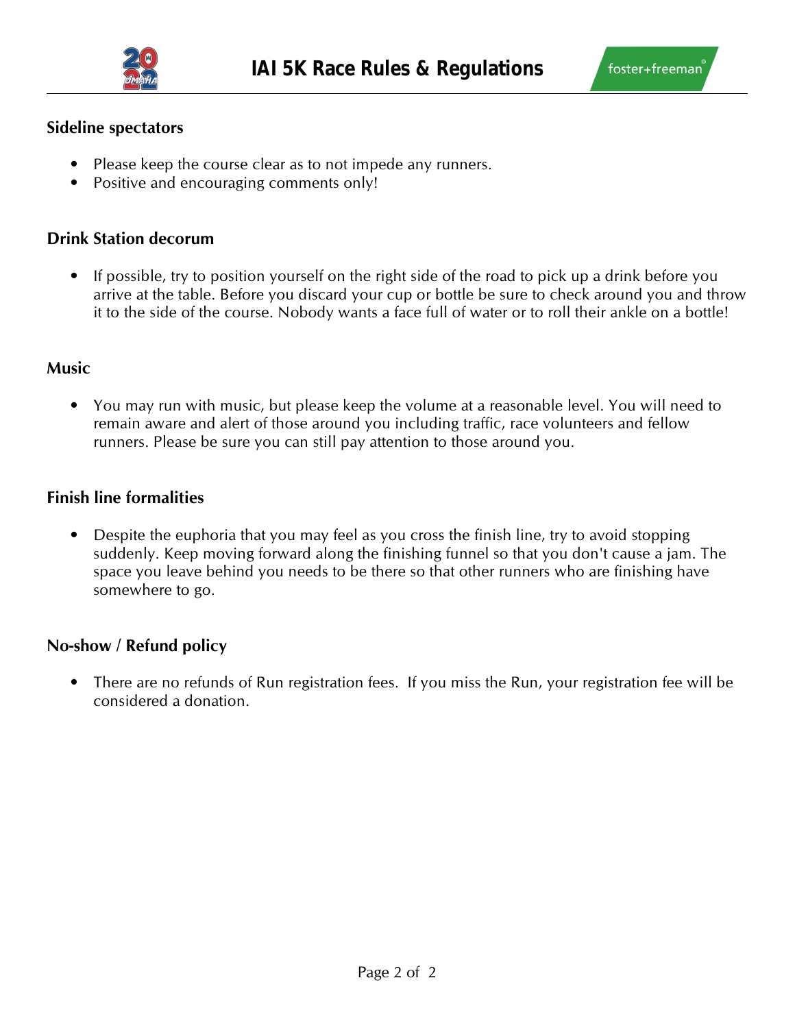## Sideline spectators

- Please keep the course clear as to not impede any runners.
- Positive and encouraging comments only!

## Drink Station decorum

- If possible, try to position yourself on the right side of the road to pick up a drink before you arrive at the table. Before you discard your cup or bottle be sure to check around you and throw it to the side of the course. Nobody wants a face full of water or to roll their ankle on a bottle!

## Music

- You may run with music, but please keep the volume at a reasonable level. You will need to remain aware and alert of those around you including traffic, race volunteers and fellow runners. Please be sure you can still pay attention to those around you.

## Finish line formalities

- Despite the euphoria that you may feel as you cross the finish line, try to avoid stopping suddenly. Keep moving forward along the finishing funnel so that you don't cause a jam. The space you leave behind you needs to be there so that other runners who are finishing have somewhere to go.

## No-show / Refund policy

- There are no refunds of Run registration fees.  If you miss the Run, your registration fee will be considered a donation.